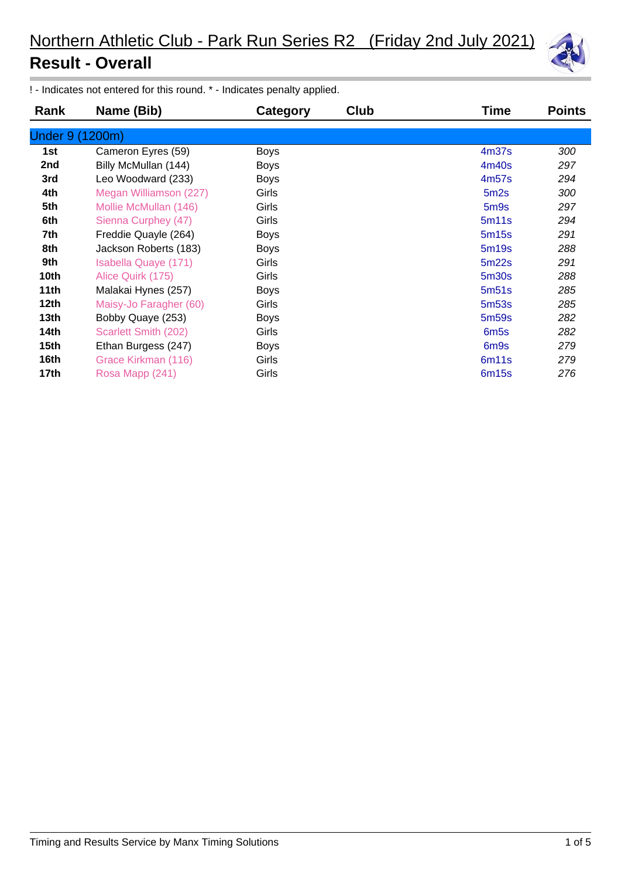# Northern Athletic Club - Park Run Series R2 (Friday 2nd July 2021)

## Result - Overall

! - Indicates not entered for this round. * - Indicates penalty applied.

| Rank | Name (Bib) | Category | Club | Time | Points |
|---|---|---|---|---|---|
| **Under 9 (1200m)** | | | | | |
| 1st | Cameron Eyres (59) | Boys | | 4m37s | 300 |
| 2nd | Billy McMullan (144) | Boys | | 4m40s | 297 |
| 3rd | Leo Woodward (233) | Boys | | 4m57s | 294 |
| 4th | Megan Williamson (227) | Girls | | 5m2s | 300 |
| 5th | Mollie McMullan (146) | Girls | | 5m9s | 297 |
| 6th | Sienna Curphey (47) | Girls | | 5m11s | 294 |
| 7th | Freddie Quayle (264) | Boys | | 5m15s | 291 |
| 8th | Jackson Roberts (183) | Boys | | 5m19s | 288 |
| 9th | Isabella Quaye (171) | Girls | | 5m22s | 291 |
| 10th | Alice Quirk (175) | Girls | | 5m30s | 288 |
| 11th | Malakai Hynes (257) | Boys | | 5m51s | 285 |
| 12th | Maisy-Jo Faragher (60) | Girls | | 5m53s | 285 |
| 13th | Bobby Quaye (253) | Boys | | 5m59s | 282 |
| 14th | Scarlett Smith (202) | Girls | | 6m5s | 282 |
| 15th | Ethan Burgess (247) | Boys | | 6m9s | 279 |
| 16th | Grace Kirkman (116) | Girls | | 6m11s | 279 |
| 17th | Rosa Mapp (241) | Girls | | 6m15s | 276 |

Timing and Results Service by Manx Timing Solutions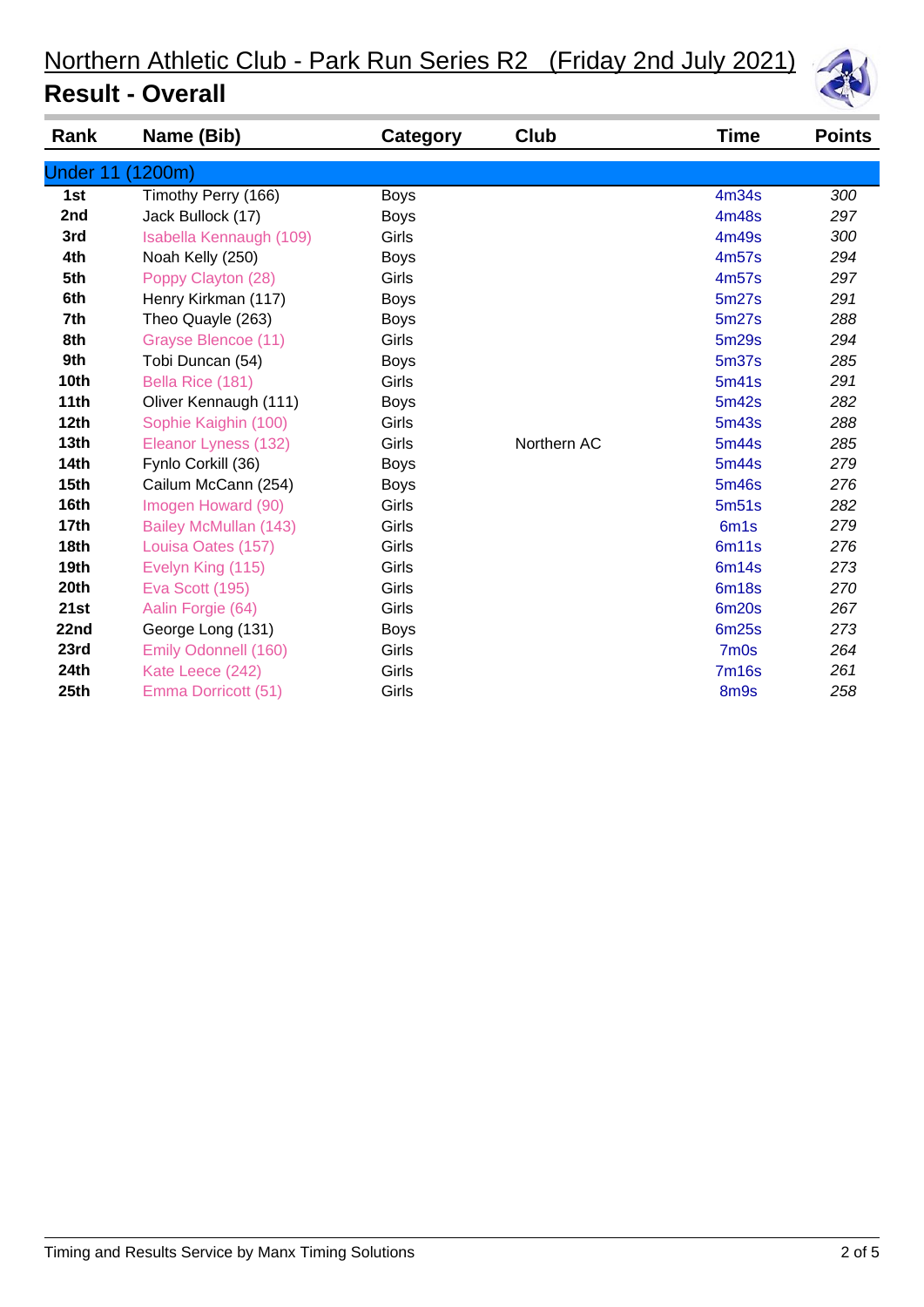# Northern Athletic Club - Park Run Series R2 (Friday 2nd July 2021)

## Result - Overall

| Rank | Name (Bib) | Category | Club | Time | Points |
|---|---|---|---|---|---|
| **Under 11 (1200m)** | | | | | |
| 1st | Timothy Perry (166) | Boys | | 4m34s | 300 |
| 2nd | Jack Bullock (17) | Boys | | 4m48s | 297 |
| 3rd | Isabella Kennaugh (109) | Girls | | 4m49s | 300 |
| 4th | Noah Kelly (250) | Boys | | 4m57s | 294 |
| 5th | Poppy Clayton (28) | Girls | | 4m57s | 297 |
| 6th | Henry Kirkman (117) | Boys | | 5m27s | 291 |
| 7th | Theo Quayle (263) | Boys | | 5m27s | 288 |
| 8th | Grayse Blencoe (11) | Girls | | 5m29s | 294 |
| 9th | Tobi Duncan (54) | Boys | | 5m37s | 285 |
| 10th | Bella Rice (181) | Girls | | 5m41s | 291 |
| 11th | Oliver Kennaugh (111) | Boys | | 5m42s | 282 |
| 12th | Sophie Kaighin (100) | Girls | | 5m43s | 288 |
| 13th | Eleanor Lyness (132) | Girls | Northern AC | 5m44s | 285 |
| 14th | Fynlo Corkill (36) | Boys | | 5m44s | 279 |
| 15th | Cailum McCann (254) | Boys | | 5m46s | 276 |
| 16th | Imogen Howard (90) | Girls | | 5m51s | 282 |
| 17th | Bailey McMullan (143) | Girls | | 6m1s | 279 |
| 18th | Louisa Oates (157) | Girls | | 6m11s | 276 |
| 19th | Evelyn King (115) | Girls | | 6m14s | 273 |
| 20th | Eva Scott (195) | Girls | | 6m18s | 270 |
| 21st | Aalin Forgie (64) | Girls | | 6m20s | 267 |
| 22nd | George Long (131) | Boys | | 6m25s | 273 |
| 23rd | Emily Odonnell (160) | Girls | | 7m0s | 264 |
| 24th | Kate Leece (242) | Girls | | 7m16s | 261 |
| 25th | Emma Dorricott (51) | Girls | | 8m9s | 258 |

Timing and Results Service by Manx Timing Solutions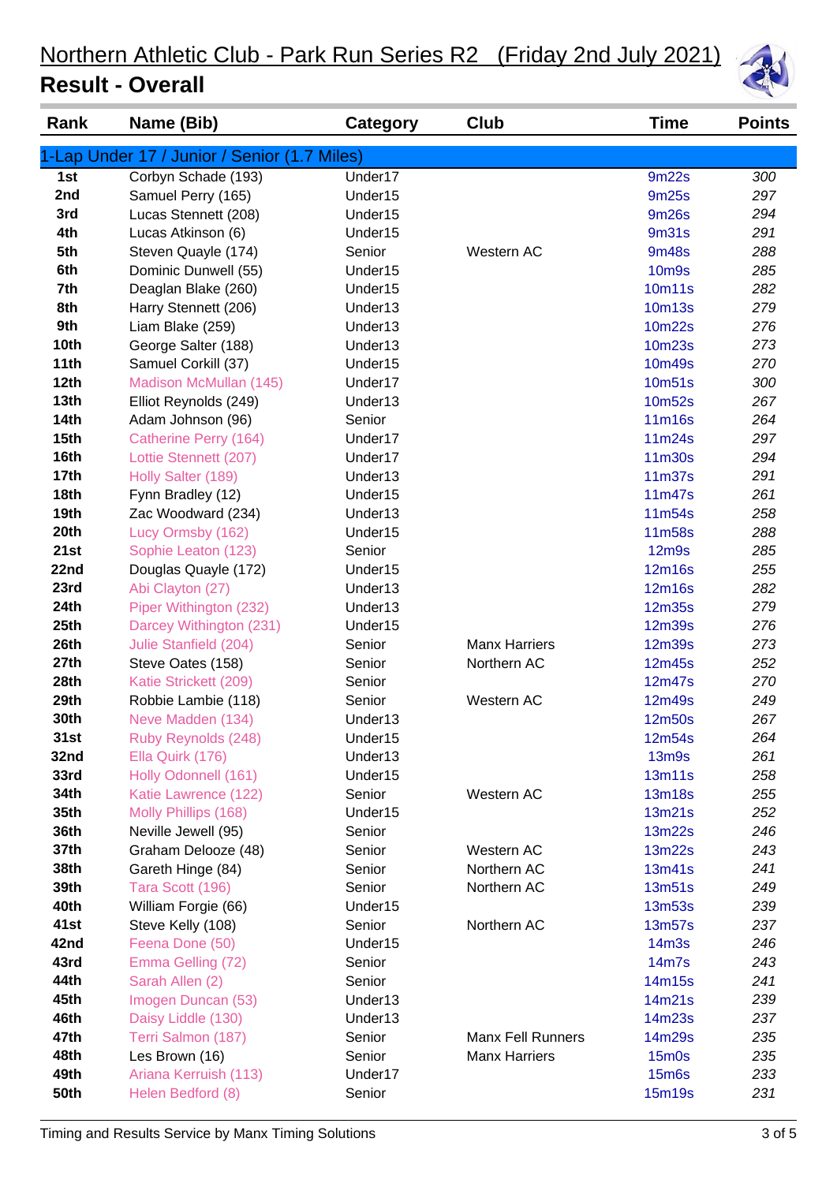# Northern Athletic Club - Park Run Series R2 (Friday 2nd July 2021)

## Result - Overall

| Rank | Name (Bib) | Category | Club | Time | Points |
|---|---|---|---|---|---|
| 1-Lap Under 17 / Junior / Senior (1.7 Miles) | | | | | |
| 1st | Corbyn Schade (193) | Under17 | | 9m22s | 300 |
| 2nd | Samuel Perry (165) | Under15 | | 9m25s | 297 |
| 3rd | Lucas Stennett (208) | Under15 | | 9m26s | 294 |
| 4th | Lucas Atkinson (6) | Under15 | | 9m31s | 291 |
| 5th | Steven Quayle (174) | Senior | Western AC | 9m48s | 288 |
| 6th | Dominic Dunwell (55) | Under15 | | 10m9s | 285 |
| 7th | Deaglan Blake (260) | Under15 | | 10m11s | 282 |
| 8th | Harry Stennett (206) | Under13 | | 10m13s | 279 |
| 9th | Liam Blake (259) | Under13 | | 10m22s | 276 |
| 10th | George Salter (188) | Under13 | | 10m23s | 273 |
| 11th | Samuel Corkill (37) | Under15 | | 10m49s | 270 |
| 12th | Madison McMullan (145) | Under17 | | 10m51s | 300 |
| 13th | Elliot Reynolds (249) | Under13 | | 10m52s | 267 |
| 14th | Adam Johnson (96) | Senior | | 11m16s | 264 |
| 15th | Catherine Perry (164) | Under17 | | 11m24s | 297 |
| 16th | Lottie Stennett (207) | Under17 | | 11m30s | 294 |
| 17th | Holly Salter (189) | Under13 | | 11m37s | 291 |
| 18th | Fynn Bradley (12) | Under15 | | 11m47s | 261 |
| 19th | Zac Woodward (234) | Under13 | | 11m54s | 258 |
| 20th | Lucy Ormsby (162) | Under15 | | 11m58s | 288 |
| 21st | Sophie Leaton (123) | Senior | | 12m9s | 285 |
| 22nd | Douglas Quayle (172) | Under15 | | 12m16s | 255 |
| 23rd | Abi Clayton (27) | Under13 | | 12m16s | 282 |
| 24th | Piper Withington (232) | Under13 | | 12m35s | 279 |
| 25th | Darcey Withington (231) | Under15 | | 12m39s | 276 |
| 26th | Julie Stanfield (204) | Senior | Manx Harriers | 12m39s | 273 |
| 27th | Steve Oates (158) | Senior | Northern AC | 12m45s | 252 |
| 28th | Katie Strickett (209) | Senior | | 12m47s | 270 |
| 29th | Robbie Lambie (118) | Senior | Western AC | 12m49s | 249 |
| 30th | Neve Madden (134) | Under13 | | 12m50s | 267 |
| 31st | Ruby Reynolds (248) | Under15 | | 12m54s | 264 |
| 32nd | Ella Quirk (176) | Under13 | | 13m9s | 261 |
| 33rd | Holly Odonnell (161) | Under15 | | 13m11s | 258 |
| 34th | Katie Lawrence (122) | Senior | Western AC | 13m18s | 255 |
| 35th | Molly Phillips (168) | Under15 | | 13m21s | 252 |
| 36th | Neville Jewell (95) | Senior | | 13m22s | 246 |
| 37th | Graham Delooze (48) | Senior | Western AC | 13m22s | 243 |
| 38th | Gareth Hinge (84) | Senior | Northern AC | 13m41s | 241 |
| 39th | Tara Scott (196) | Senior | Northern AC | 13m51s | 249 |
| 40th | William Forgie (66) | Under15 | | 13m53s | 239 |
| 41st | Steve Kelly (108) | Senior | Northern AC | 13m57s | 237 |
| 42nd | Feena Done (50) | Under15 | | 14m3s | 246 |
| 43rd | Emma Gelling (72) | Senior | | 14m7s | 243 |
| 44th | Sarah Allen (2) | Senior | | 14m15s | 241 |
| 45th | Imogen Duncan (53) | Under13 | | 14m21s | 239 |
| 46th | Daisy Liddle (130) | Under13 | | 14m23s | 237 |
| 47th | Terri Salmon (187) | Senior | Manx Fell Runners | 14m29s | 235 |
| 48th | Les Brown (16) | Senior | Manx Harriers | 15m0s | 235 |
| 49th | Ariana Kerruish (113) | Under17 | | 15m6s | 233 |
| 50th | Helen Bedford (8) | Senior | | 15m19s | 231 |

Timing and Results Service by Manx Timing Solutions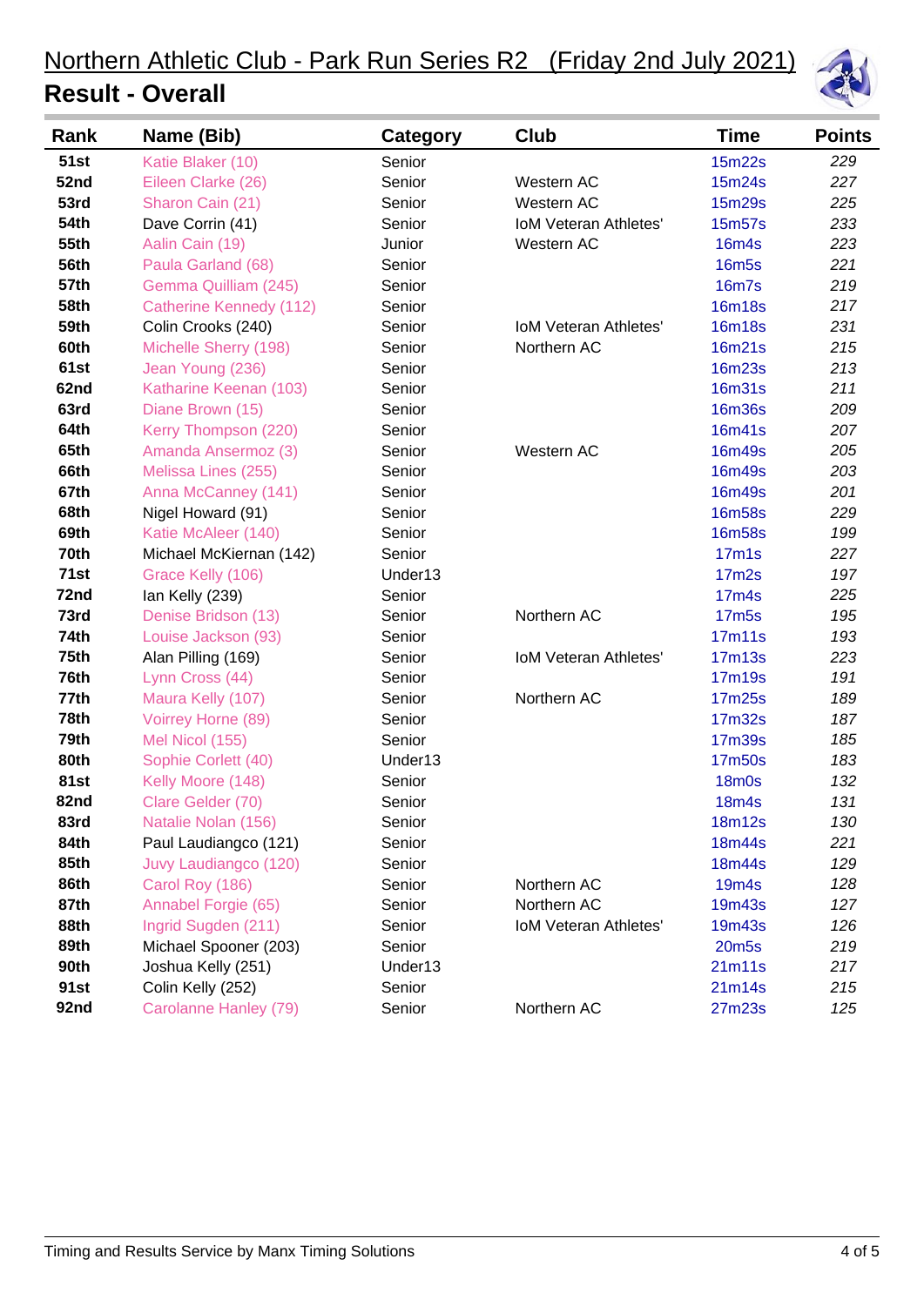# Northern Athletic Club - Park Run Series R2 (Friday 2nd July 2021)

## Result - Overall

| Rank | Name (Bib) | Category | Club | Time | Points |
|---|---|---|---|---|---|
| 51st | Katie Blaker (10) | Senior | | 15m22s | 229 |
| 52nd | Eileen Clarke (26) | Senior | Western AC | 15m24s | 227 |
| 53rd | Sharon Cain (21) | Senior | Western AC | 15m29s | 225 |
| 54th | Dave Corrin (41) | Senior | IoM Veteran Athletes' | 15m57s | 233 |
| 55th | Aalin Cain (19) | Junior | Western AC | 16m4s | 223 |
| 56th | Paula Garland (68) | Senior | | 16m5s | 221 |
| 57th | Gemma Quilliam (245) | Senior | | 16m7s | 219 |
| 58th | Catherine Kennedy (112) | Senior | | 16m18s | 217 |
| 59th | Colin Crooks (240) | Senior | IoM Veteran Athletes' | 16m18s | 231 |
| 60th | Michelle Sherry (198) | Senior | Northern AC | 16m21s | 215 |
| 61st | Jean Young (236) | Senior | | 16m23s | 213 |
| 62nd | Katharine Keenan (103) | Senior | | 16m31s | 211 |
| 63rd | Diane Brown (15) | Senior | | 16m36s | 209 |
| 64th | Kerry Thompson (220) | Senior | | 16m41s | 207 |
| 65th | Amanda Ansermoz (3) | Senior | Western AC | 16m49s | 205 |
| 66th | Melissa Lines (255) | Senior | | 16m49s | 203 |
| 67th | Anna McCanney (141) | Senior | | 16m49s | 201 |
| 68th | Nigel Howard (91) | Senior | | 16m58s | 229 |
| 69th | Katie McAleer (140) | Senior | | 16m58s | 199 |
| 70th | Michael McKiernan (142) | Senior | | 17m1s | 227 |
| 71st | Grace Kelly (106) | Under13 | | 17m2s | 197 |
| 72nd | Ian Kelly (239) | Senior | | 17m4s | 225 |
| 73rd | Denise Bridson (13) | Senior | Northern AC | 17m5s | 195 |
| 74th | Louise Jackson (93) | Senior | | 17m11s | 193 |
| 75th | Alan Pilling (169) | Senior | IoM Veteran Athletes' | 17m13s | 223 |
| 76th | Lynn Cross (44) | Senior | | 17m19s | 191 |
| 77th | Maura Kelly (107) | Senior | Northern AC | 17m25s | 189 |
| 78th | Voirrey Horne (89) | Senior | | 17m32s | 187 |
| 79th | Mel Nicol (155) | Senior | | 17m39s | 185 |
| 80th | Sophie Corlett (40) | Under13 | | 17m50s | 183 |
| 81st | Kelly Moore (148) | Senior | | 18m0s | 132 |
| 82nd | Clare Gelder (70) | Senior | | 18m4s | 131 |
| 83rd | Natalie Nolan (156) | Senior | | 18m12s | 130 |
| 84th | Paul Laudiangco (121) | Senior | | 18m44s | 221 |
| 85th | Juvy Laudiangco (120) | Senior | | 18m44s | 129 |
| 86th | Carol Roy (186) | Senior | Northern AC | 19m4s | 128 |
| 87th | Annabel Forgie (65) | Senior | Northern AC | 19m43s | 127 |
| 88th | Ingrid Sugden (211) | Senior | IoM Veteran Athletes' | 19m43s | 126 |
| 89th | Michael Spooner (203) | Senior | | 20m5s | 219 |
| 90th | Joshua Kelly (251) | Under13 | | 21m11s | 217 |
| 91st | Colin Kelly (252) | Senior | | 21m14s | 215 |
| 92nd | Carolanne Hanley (79) | Senior | Northern AC | 27m23s | 125 |

Timing and Results Service by Manx Timing Solutions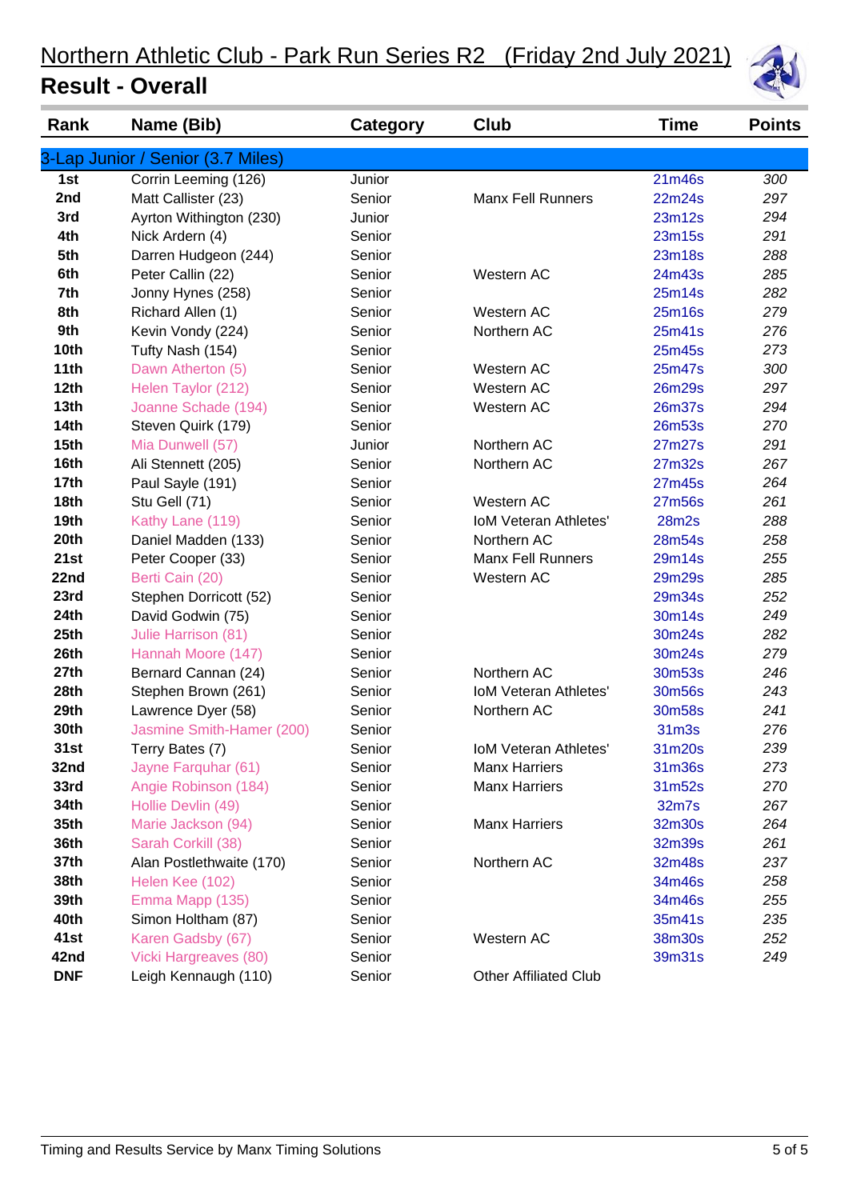# Northern Athletic Club - Park Run Series R2 (Friday 2nd July 2021)

## Result - Overall

| Rank | Name (Bib) | Category | Club | Time | Points |
|---|---|---|---|---|---|
| **3-Lap Junior / Senior (3.7 Miles)** | | | | | |
| 1st | Corrin Leeming (126) | Junior | | 21m46s | 300 |
| 2nd | Matt Callister (23) | Senior | Manx Fell Runners | 22m24s | 297 |
| 3rd | Ayrton Withington (230) | Junior | | 23m12s | 294 |
| 4th | Nick Ardern (4) | Senior | | 23m15s | 291 |
| 5th | Darren Hudgeon (244) | Senior | | 23m18s | 288 |
| 6th | Peter Callin (22) | Senior | Western AC | 24m43s | 285 |
| 7th | Jonny Hynes (258) | Senior | | 25m14s | 282 |
| 8th | Richard Allen (1) | Senior | Western AC | 25m16s | 279 |
| 9th | Kevin Vondy (224) | Senior | Northern AC | 25m41s | 276 |
| 10th | Tufty Nash (154) | Senior | | 25m45s | 273 |
| 11th | Dawn Atherton (5) | Senior | Western AC | 25m47s | 300 |
| 12th | Helen Taylor (212) | Senior | Western AC | 26m29s | 297 |
| 13th | Joanne Schade (194) | Senior | Western AC | 26m37s | 294 |
| 14th | Steven Quirk (179) | Senior | | 26m53s | 270 |
| 15th | Mia Dunwell (57) | Junior | Northern AC | 27m27s | 291 |
| 16th | Ali Stennett (205) | Senior | Northern AC | 27m32s | 267 |
| 17th | Paul Sayle (191) | Senior | | 27m45s | 264 |
| 18th | Stu Gell (71) | Senior | Western AC | 27m56s | 261 |
| 19th | Kathy Lane (119) | Senior | IoM Veteran Athletes' | 28m2s | 288 |
| 20th | Daniel Madden (133) | Senior | Northern AC | 28m54s | 258 |
| 21st | Peter Cooper (33) | Senior | Manx Fell Runners | 29m14s | 255 |
| 22nd | Berti Cain (20) | Senior | Western AC | 29m29s | 285 |
| 23rd | Stephen Dorricott (52) | Senior | | 29m34s | 252 |
| 24th | David Godwin (75) | Senior | | 30m14s | 249 |
| 25th | Julie Harrison (81) | Senior | | 30m24s | 282 |
| 26th | Hannah Moore (147) | Senior | | 30m24s | 279 |
| 27th | Bernard Cannan (24) | Senior | Northern AC | 30m53s | 246 |
| 28th | Stephen Brown (261) | Senior | IoM Veteran Athletes' | 30m56s | 243 |
| 29th | Lawrence Dyer (58) | Senior | Northern AC | 30m58s | 241 |
| 30th | Jasmine Smith-Hamer (200) | Senior | | 31m3s | 276 |
| 31st | Terry Bates (7) | Senior | IoM Veteran Athletes' | 31m20s | 239 |
| 32nd | Jayne Farquhar (61) | Senior | Manx Harriers | 31m36s | 273 |
| 33rd | Angie Robinson (184) | Senior | Manx Harriers | 31m52s | 270 |
| 34th | Hollie Devlin (49) | Senior | | 32m7s | 267 |
| 35th | Marie Jackson (94) | Senior | Manx Harriers | 32m30s | 264 |
| 36th | Sarah Corkill (38) | Senior | | 32m39s | 261 |
| 37th | Alan Postlethwaite (170) | Senior | Northern AC | 32m48s | 237 |
| 38th | Helen Kee (102) | Senior | | 34m46s | 258 |
| 39th | Emma Mapp (135) | Senior | | 34m46s | 255 |
| 40th | Simon Holtham (87) | Senior | | 35m41s | 235 |
| 41st | Karen Gadsby (67) | Senior | Western AC | 38m30s | 252 |
| 42nd | Vicki Hargreaves (80) | Senior | | 39m31s | 249 |
| DNF | Leigh Kennaugh (110) | Senior | Other Affiliated Club | | |

Timing and Results Service by Manx Timing Solutions